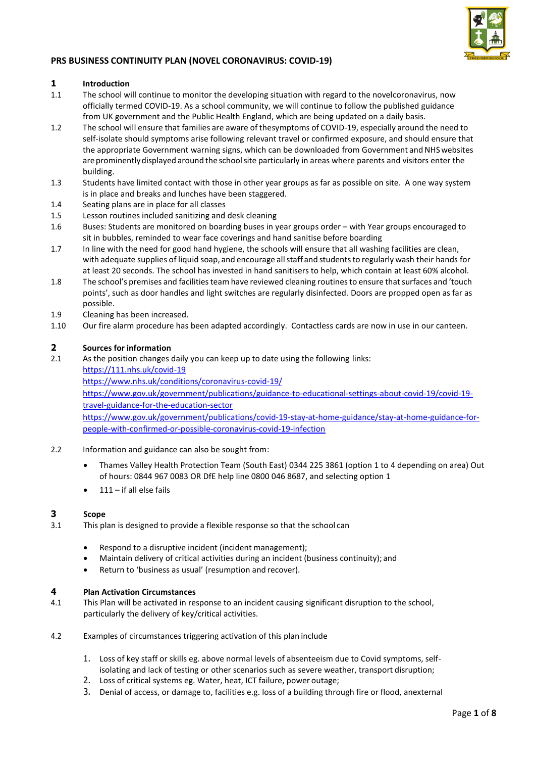# PRS BUSINESS CONTINUITY PLAN (NOVEL CORONAVIRUS: COVID-19)

## 1 Introduction

1.1 The school will continue to monitor the developing situation with regard to the novelcoronavirus, now officially termed COVID-19. As a school community, we will continue to follow the published guidance from UK government and the Public Health England, which are being updated on a daily basis.

1.2 The school will ensure that families are aware of thesymptoms of COVID-19, especially around the need to self-isolate should symptoms arise following relevant travel or confirmed exposure, and should ensure that the appropriate Government warning signs, which can be downloaded from Government and NHS websites are prominently displayed around the school site particularly in areas where parents and visitors enter the building.

1.3 Students have limited contact with those in other year groups as far as possible on site. A one way system is in place and breaks and lunches have been staggered.

1.4 Seating plans are in place for all classes

1.5 Lesson routines included sanitizing and desk cleaning

1.6 Buses: Students are monitored on boarding buses in year groups order – with Year groups encouraged to sit in bubbles, reminded to wear face coverings and hand sanitise before boarding

1.7 In line with the need for good hand hygiene, the schools will ensure that all washing facilities are clean, with adequate supplies of liquid soap, and encourage all staff and students to regularly wash their hands for at least 20 seconds. The school has invested in hand sanitisers to help, which contain at least 60% alcohol.

1.8 The school's premises and facilities team have reviewed cleaning routines to ensure that surfaces and 'touch points', such as door handles and light switches are regularly disinfected. Doors are propped open as far as possible.

1.9 Cleaning has been increased.

1.10 Our fire alarm procedure has been adapted accordingly. Contactless cards are now in use in our canteen.

## 2 Sources for information

2.1 As the position changes daily you can keep up to date using the following links:
https://111.nhs.uk/covid-19
https://www.nhs.uk/conditions/coronavirus-covid-19/
https://www.gov.uk/government/publications/guidance-to-educational-settings-about-covid-19/covid-19-travel-guidance-for-the-education-sector
https://www.gov.uk/government/publications/covid-19-stay-at-home-guidance/stay-at-home-guidance-for-people-with-confirmed-or-possible-coronavirus-covid-19-infection

2.2 Information and guidance can also be sought from:

- Thames Valley Health Protection Team (South East) 0344 225 3861 (option 1 to 4 depending on area) Out of hours: 0844 967 0083 OR DfE help line 0800 046 8687, and selecting option 1
- 111 – if all else fails

## 3 Scope

3.1 This plan is designed to provide a flexible response so that the school can

- Respond to a disruptive incident (incident management);
- Maintain delivery of critical activities during an incident (business continuity); and
- Return to 'business as usual' (resumption and recover).

## 4 Plan Activation Circumstances

4.1 This Plan will be activated in response to an incident causing significant disruption to the school, particularly the delivery of key/critical activities.

4.2 Examples of circumstances triggering activation of this plan include

1. Loss of key staff or skills eg. above normal levels of absenteeism due to Covid symptoms, self-isolating and lack of testing or other scenarios such as severe weather, transport disruption;
2. Loss of critical systems eg. Water, heat, ICT failure, power outage;
3. Denial of access, or damage to, facilities e.g. loss of a building through fire or flood, anexternal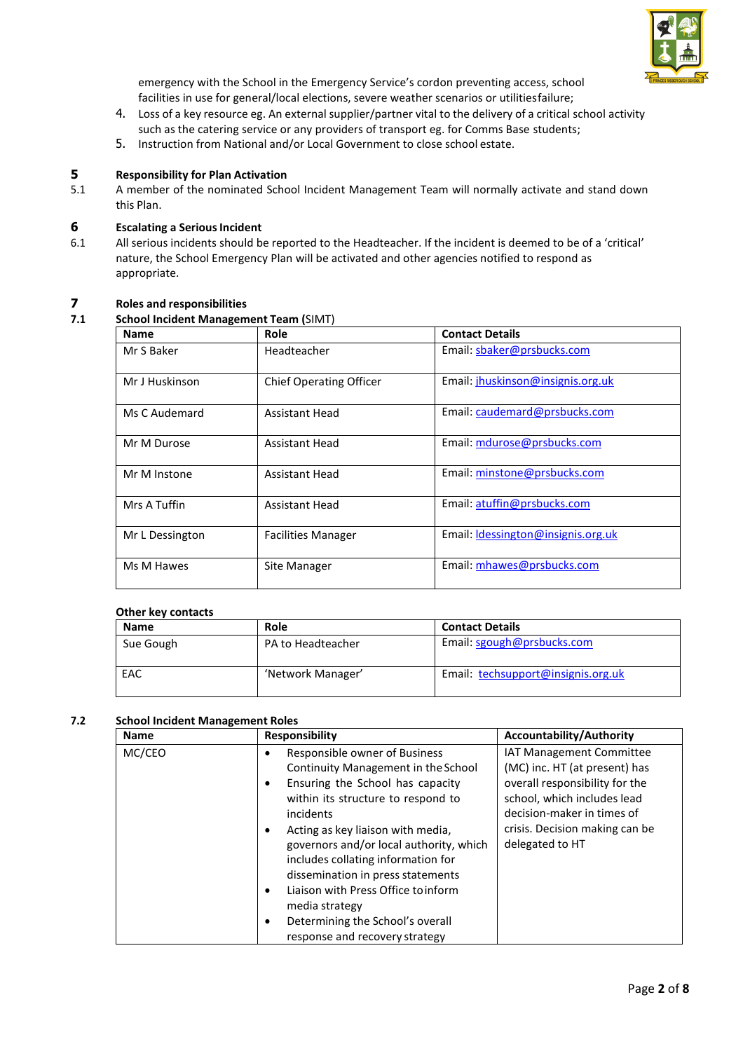emergency with the School in the Emergency Service's cordon preventing access, school facilities in use for general/local elections, severe weather scenarios or utilities failure;

4. Loss of a key resource eg. An external supplier/partner vital to the delivery of a critical school activity such as the catering service or any providers of transport eg. for Comms Base students;
5. Instruction from National and/or Local Government to close school estate.

## 5 Responsibility for Plan Activation

5.1 A member of the nominated School Incident Management Team will normally activate and stand down this Plan.

## 6 Escalating a Serious Incident

6.1 All serious incidents should be reported to the Headteacher. If the incident is deemed to be of a 'critical' nature, the School Emergency Plan will be activated and other agencies notified to respond as appropriate.

## 7 Roles and responsibilities

### 7.1 School Incident Management Team (SIMT)

| Name | Role | Contact Details |
|---|---|---|
| Mr S Baker | Headteacher | Email: sbaker@prsbucks.com |
| Mr J Huskinson | Chief Operating Officer | Email: jhuskinson@insignis.org.uk |
| Ms C Audemard | Assistant Head | Email: caudemard@prsbucks.com |
| Mr M Durose | Assistant Head | Email: mdurose@prsbucks.com |
| Mr M Instone | Assistant Head | Email: minstone@prsbucks.com |
| Mrs A Tuffin | Assistant Head | Email: atuffin@prsbucks.com |
| Mr L Dessington | Facilities Manager | Email: ldessington@insignis.org.uk |
| Ms M Hawes | Site Manager | Email: mhawes@prsbucks.com |

**Other key contacts**

| Name | Role | Contact Details |
|---|---|---|
| Sue Gough | PA to Headteacher | Email: sgough@prsbucks.com |
| EAC | 'Network Manager' | Email: techsupport@insignis.org.uk |

### 7.2 School Incident Management Roles

| Name | Responsibility | Accountability/Authority |
|---|---|---|
| MC/CEO | • Responsible owner of Business Continuity Management in the School<br>• Ensuring the School has capacity within its structure to respond to incidents<br>• Acting as key liaison with media, governors and/or local authority, which includes collating information for dissemination in press statements<br>• Liaison with Press Office to inform media strategy<br>• Determining the School's overall response and recovery strategy | IAT Management Committee (MC) inc. HT (at present) has overall responsibility for the school, which includes lead decision-maker in times of crisis. Decision making can be delegated to HT |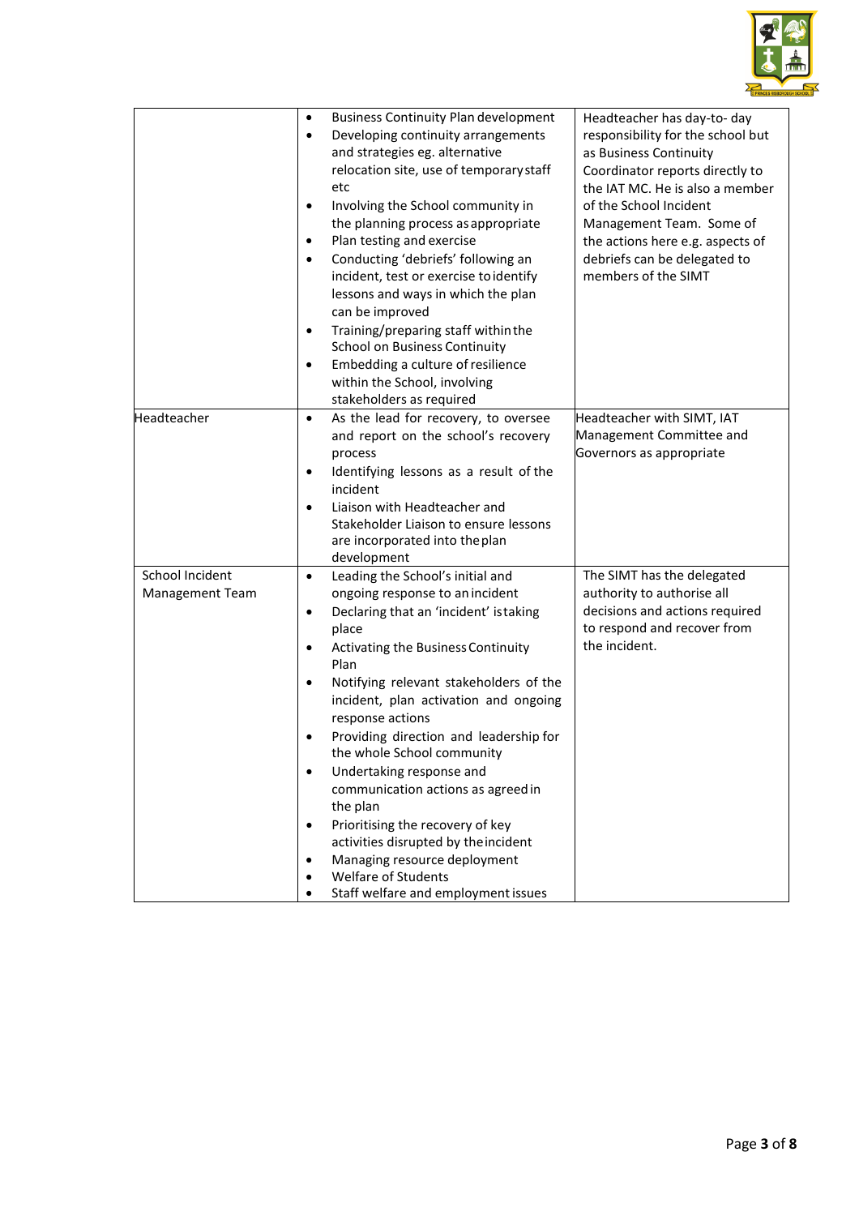| | | |
|---|---|---|
| | • Business Continuity Plan development<br>• Developing continuity arrangements and strategies eg. alternative relocation site, use of temporary staff etc<br>• Involving the School community in the planning process as appropriate<br>• Plan testing and exercise<br>• Conducting 'debriefs' following an incident, test or exercise to identify lessons and ways in which the plan can be improved<br>• Training/preparing staff within the School on Business Continuity<br>• Embedding a culture of resilience within the School, involving stakeholders as required | Headteacher has day-to- day responsibility for the school but as Business Continuity Coordinator reports directly to the IAT MC. He is also a member of the School Incident Management Team. Some of the actions here e.g. aspects of debriefs can be delegated to members of the SIMT |
| Headteacher | • As the lead for recovery, to oversee and report on the school's recovery process<br>• Identifying lessons as a result of the incident<br>• Liaison with Headteacher and Stakeholder Liaison to ensure lessons are incorporated into the plan development | Headteacher with SIMT, IAT Management Committee and Governors as appropriate |
| School Incident Management Team | • Leading the School's initial and ongoing response to an incident<br>• Declaring that an 'incident' is taking place<br>• Activating the Business Continuity Plan<br>• Notifying relevant stakeholders of the incident, plan activation and ongoing response actions<br>• Providing direction and leadership for the whole School community<br>• Undertaking response and communication actions as agreed in the plan<br>• Prioritising the recovery of key activities disrupted by the incident<br>• Managing resource deployment<br>• Welfare of Students<br>• Staff welfare and employment issues | The SIMT has the delegated authority to authorise all decisions and actions required to respond and recover from the incident. |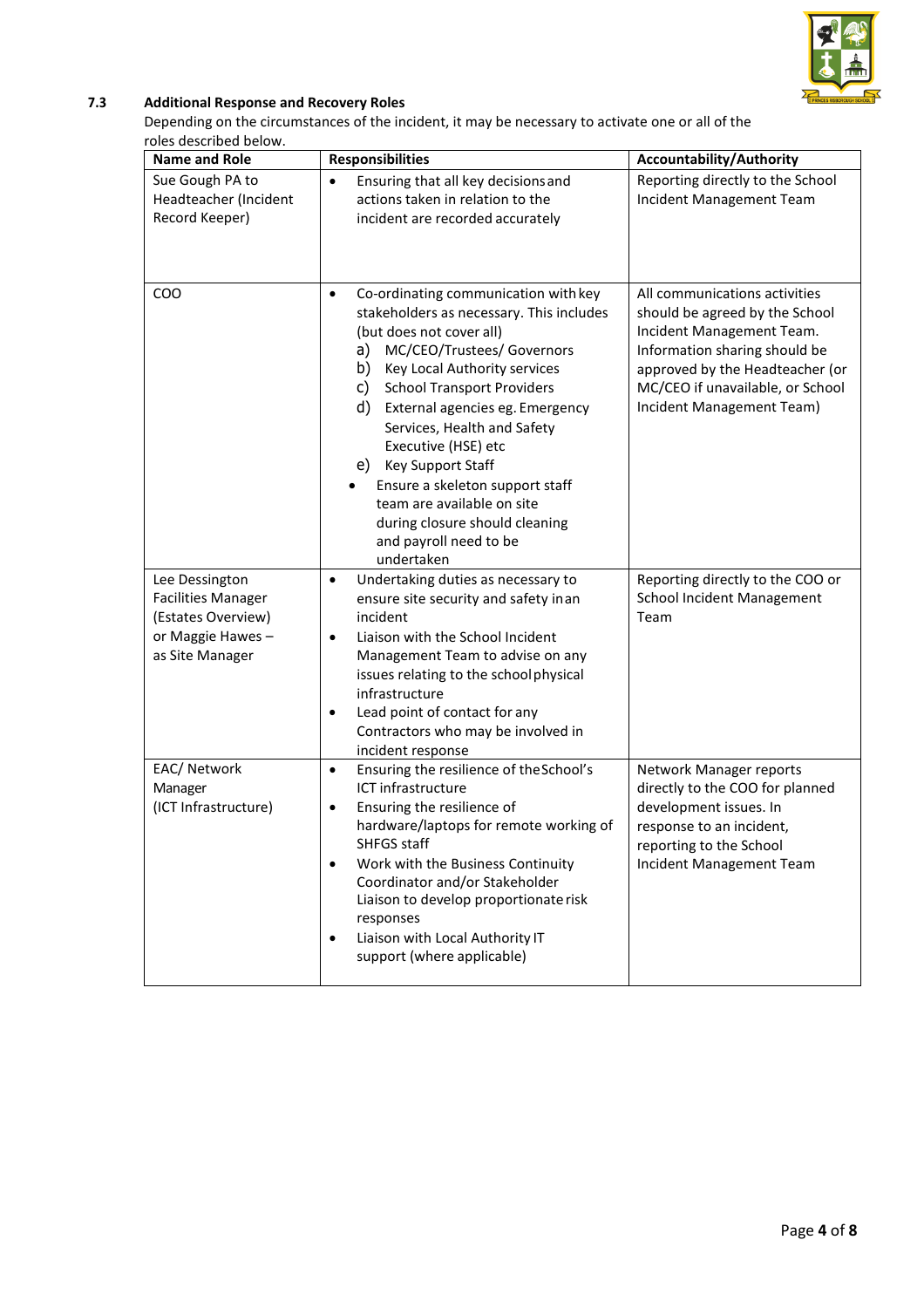### 7.3 Additional Response and Recovery Roles

Depending on the circumstances of the incident, it may be necessary to activate one or all of the roles described below.

| Name and Role | Responsibilities | Accountability/Authority |
|---|---|---|
| Sue Gough PA to Headteacher (Incident Record Keeper) | • Ensuring that all key decisions and actions taken in relation to the incident are recorded accurately | Reporting directly to the School Incident Management Team |
| COO | • Co-ordinating communication with key stakeholders as necessary. This includes (but does not cover all)<br>a) MC/CEO/Trustees/ Governors<br>b) Key Local Authority services<br>c) School Transport Providers<br>d) External agencies eg. Emergency Services, Health and Safety Executive (HSE) etc<br>e) Key Support Staff<br>• Ensure a skeleton support staff team are available on site during closure should cleaning and payroll need to be undertaken | All communications activities should be agreed by the School Incident Management Team. Information sharing should be approved by the Headteacher (or MC/CEO if unavailable, or School Incident Management Team) |
| Lee Dessington Facilities Manager (Estates Overview) or Maggie Hawes – as Site Manager | • Undertaking duties as necessary to ensure site security and safety in an incident<br>• Liaison with the School Incident Management Team to advise on any issues relating to the school physical infrastructure<br>• Lead point of contact for any Contractors who may be involved in incident response | Reporting directly to the COO or School Incident Management Team |
| EAC/ Network Manager (ICT Infrastructure) | • Ensuring the resilience of the School's ICT infrastructure<br>• Ensuring the resilience of hardware/laptops for remote working of SHFGS staff<br>• Work with the Business Continuity Coordinator and/or Stakeholder Liaison to develop proportionate risk responses<br>• Liaison with Local Authority IT support (where applicable) | Network Manager reports directly to the COO for planned development issues. In response to an incident, reporting to the School Incident Management Team |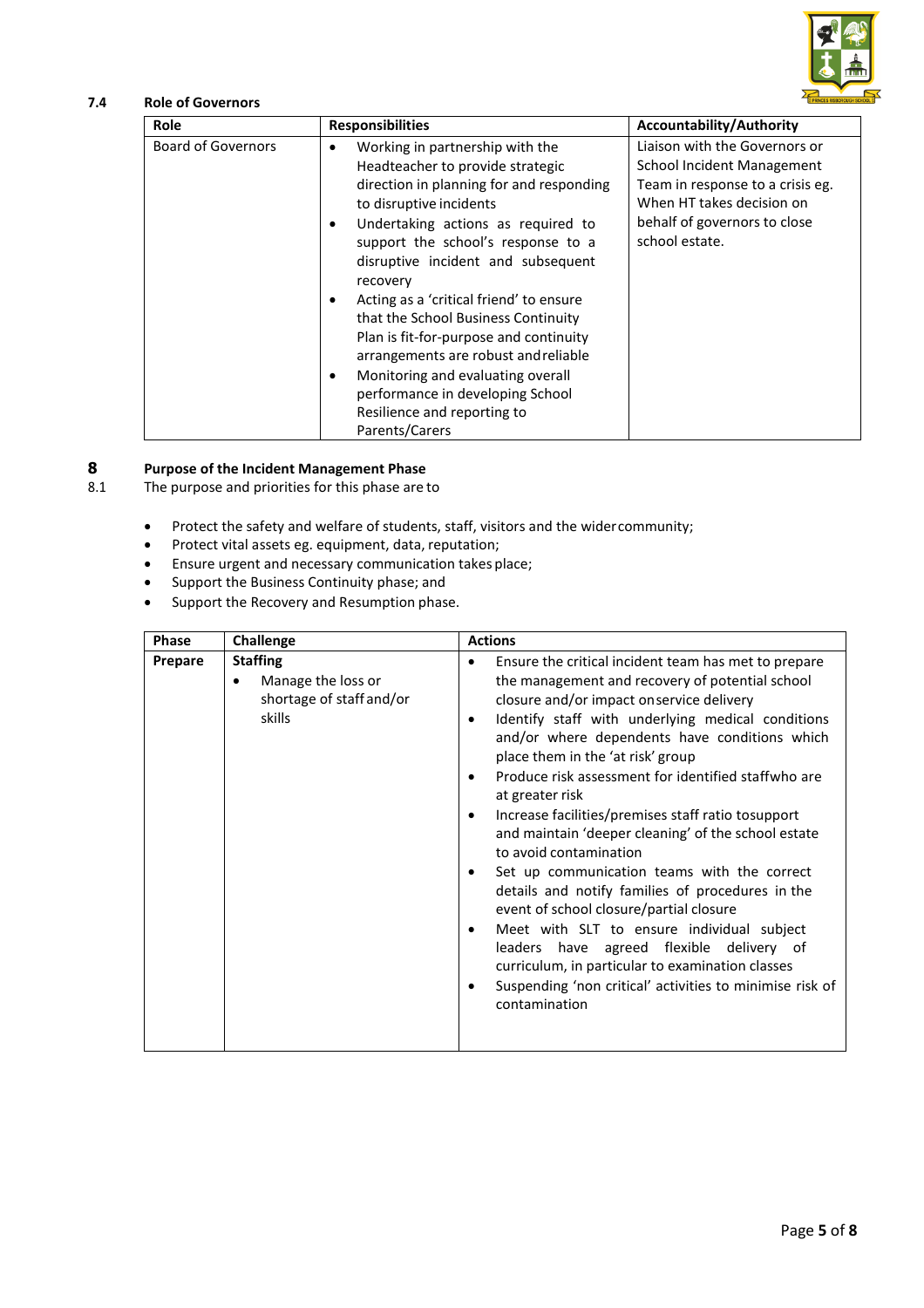### 7.4 Role of Governors

| Role | Responsibilities | Accountability/Authority |
|---|---|---|
| Board of Governors | • Working in partnership with the Headteacher to provide strategic direction in planning for and responding to disruptive incidents<br>• Undertaking actions as required to support the school's response to a disruptive incident and subsequent recovery<br>• Acting as a 'critical friend' to ensure that the School Business Continuity Plan is fit-for-purpose and continuity arrangements are robust and reliable<br>• Monitoring and evaluating overall performance in developing School Resilience and reporting to Parents/Carers | Liaison with the Governors or School Incident Management Team in response to a crisis eg. When HT takes decision on behalf of governors to close school estate. |

## 8 Purpose of the Incident Management Phase

8.1 The purpose and priorities for this phase are to

- Protect the safety and welfare of students, staff, visitors and the wider community;
- Protect vital assets eg. equipment, data, reputation;
- Ensure urgent and necessary communication takes place;
- Support the Business Continuity phase; and
- Support the Recovery and Resumption phase.

| Phase | Challenge | Actions |
|---|---|---|
| Prepare | **Staffing**<br>• Manage the loss or shortage of staff and/or skills | • Ensure the critical incident team has met to prepare the management and recovery of potential school closure and/or impact on service delivery<br>• Identify staff with underlying medical conditions and/or where dependents have conditions which place them in the 'at risk' group<br>• Produce risk assessment for identified staff who are at greater risk<br>• Increase facilities/premises staff ratio to support and maintain 'deeper cleaning' of the school estate to avoid contamination<br>• Set up communication teams with the correct details and notify families of procedures in the event of school closure/partial closure<br>• Meet with SLT to ensure individual subject leaders have agreed flexible delivery of curriculum, in particular to examination classes<br>• Suspending 'non critical' activities to minimise risk of contamination |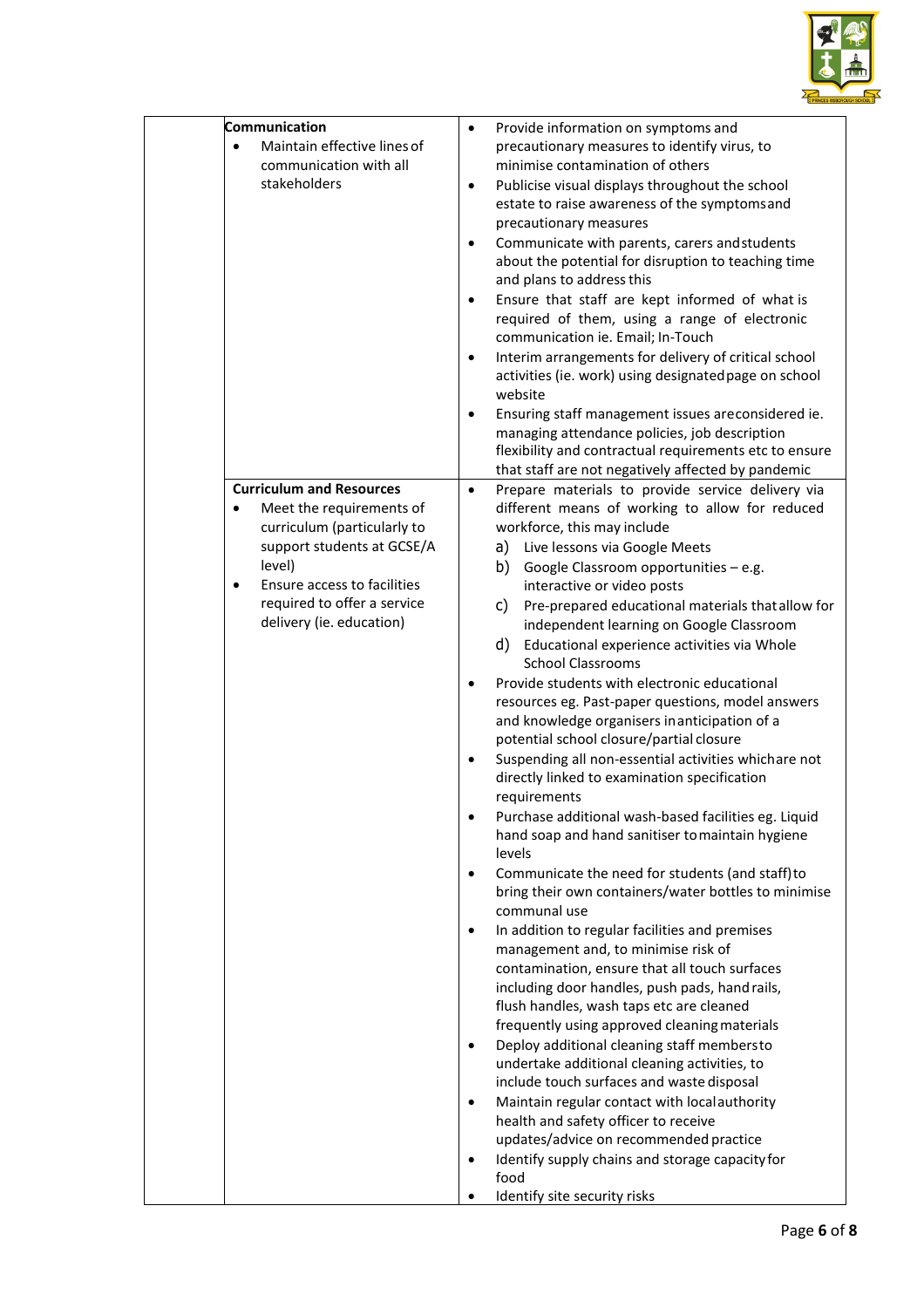| | | |
|---|---|---|
| | **Communication**<br>• Maintain effective lines of communication with all stakeholders | • Provide information on symptoms and precautionary measures to identify virus, to minimise contamination of others<br>• Publicise visual displays throughout the school estate to raise awareness of the symptoms and precautionary measures<br>• Communicate with parents, carers and students about the potential for disruption to teaching time and plans to address this<br>• Ensure that staff are kept informed of what is required of them, using a range of electronic communication ie. Email; In-Touch<br>• Interim arrangements for delivery of critical school activities (ie. work) using designated page on school website<br>• Ensuring staff management issues are considered ie. managing attendance policies, job description flexibility and contractual requirements etc to ensure that staff are not negatively affected by pandemic |
| | **Curriculum and Resources**<br>• Meet the requirements of curriculum (particularly to support students at GCSE/A level)<br>• Ensure access to facilities required to offer a service delivery (ie. education) | • Prepare materials to provide service delivery via different means of working to allow for reduced workforce, this may include<br>a) Live lessons via Google Meets<br>b) Google Classroom opportunities – e.g. interactive or video posts<br>c) Pre-prepared educational materials that allow for independent learning on Google Classroom<br>d) Educational experience activities via Whole School Classrooms<br>• Provide students with electronic educational resources eg. Past-paper questions, model answers and knowledge organisers in anticipation of a potential school closure/partial closure<br>• Suspending all non-essential activities which are not directly linked to examination specification requirements<br>• Purchase additional wash-based facilities eg. Liquid hand soap and hand sanitiser to maintain hygiene levels<br>• Communicate the need for students (and staff) to bring their own containers/water bottles to minimise communal use<br>• In addition to regular facilities and premises management and, to minimise risk of contamination, ensure that all touch surfaces including door handles, push pads, hand rails, flush handles, wash taps etc are cleaned frequently using approved cleaning materials<br>• Deploy additional cleaning staff members to undertake additional cleaning activities, to include touch surfaces and waste disposal<br>• Maintain regular contact with local authority health and safety officer to receive updates/advice on recommended practice<br>• Identify supply chains and storage capacity for food<br>• Identify site security risks |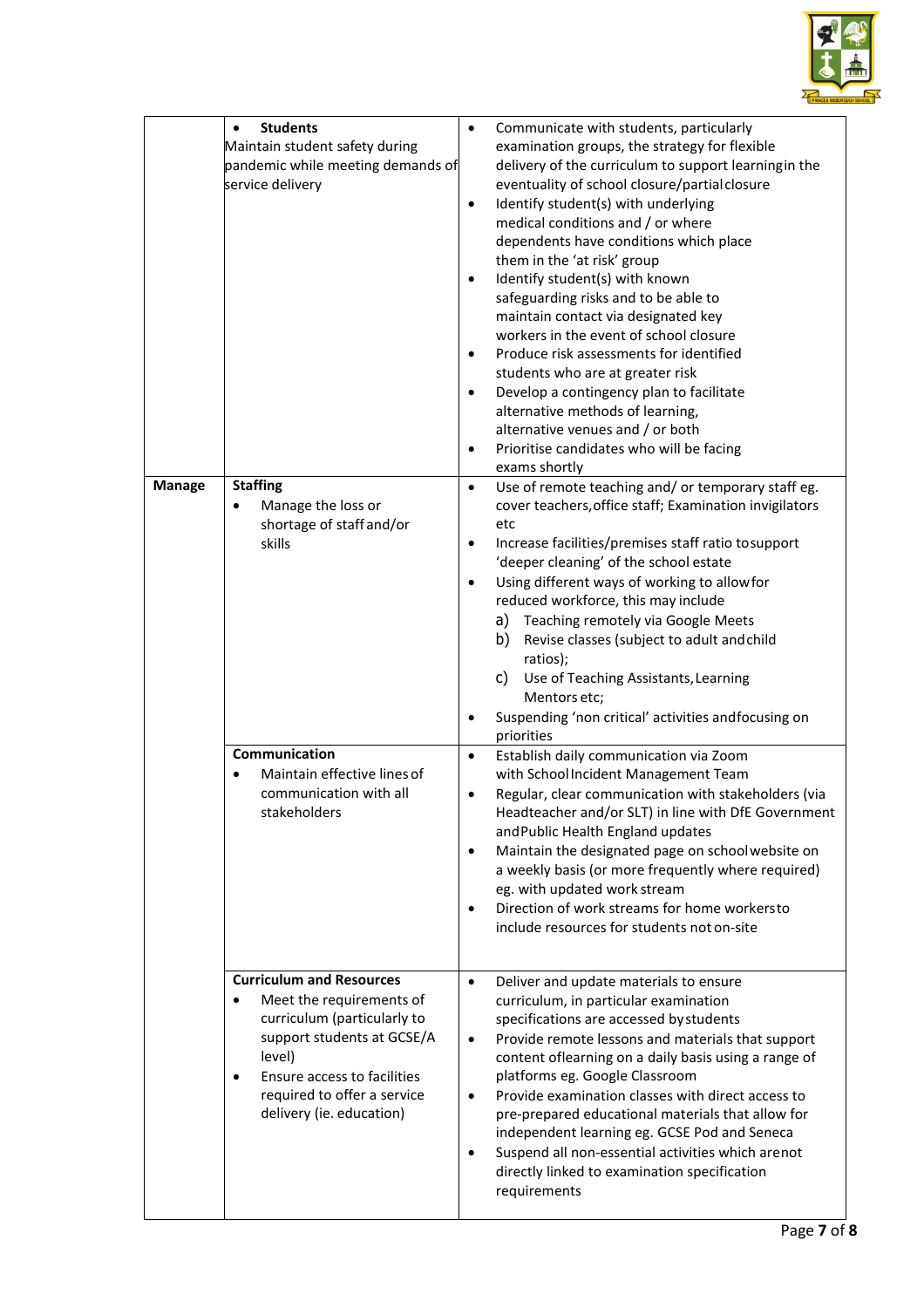| | | |
|---|---|---|
| | • **Students**<br>Maintain student safety during pandemic while meeting demands of service delivery | • Communicate with students, particularly examination groups, the strategy for flexible delivery of the curriculum to support learning in the eventuality of school closure/partial closure<br>• Identify student(s) with underlying medical conditions and / or where dependents have conditions which place them in the 'at risk' group<br>• Identify student(s) with known safeguarding risks and to be able to maintain contact via designated key workers in the event of school closure<br>• Produce risk assessments for identified students who are at greater risk<br>• Develop a contingency plan to facilitate alternative methods of learning, alternative venues and / or both<br>• Prioritise candidates who will be facing exams shortly |
| **Manage** | **Staffing**<br>• Manage the loss or shortage of staff and/or skills | • Use of remote teaching and/ or temporary staff eg. cover teachers, office staff; Examination invigilators etc<br>• Increase facilities/premises staff ratio to support 'deeper cleaning' of the school estate<br>• Using different ways of working to allow for reduced workforce, this may include<br>a) Teaching remotely via Google Meets<br>b) Revise classes (subject to adult and child ratios);<br>c) Use of Teaching Assistants, Learning Mentors etc;<br>• Suspending 'non critical' activities and focusing on priorities |
| | **Communication**<br>• Maintain effective lines of communication with all stakeholders | • Establish daily communication via Zoom with School Incident Management Team<br>• Regular, clear communication with stakeholders (via Headteacher and/or SLT) in line with DfE Government and Public Health England updates<br>• Maintain the designated page on school website on a weekly basis (or more frequently where required) eg. with updated work stream<br>• Direction of work streams for home workers to include resources for students not on-site |
| | **Curriculum and Resources**<br>• Meet the requirements of curriculum (particularly to support students at GCSE/A level)<br>• Ensure access to facilities required to offer a service delivery (ie. education) | • Deliver and update materials to ensure curriculum, in particular examination specifications are accessed by students<br>• Provide remote lessons and materials that support content of learning on a daily basis using a range of platforms eg. Google Classroom<br>• Provide examination classes with direct access to pre-prepared educational materials that allow for independent learning eg. GCSE Pod and Seneca<br>• Suspend all non-essential activities which are not directly linked to examination specification requirements |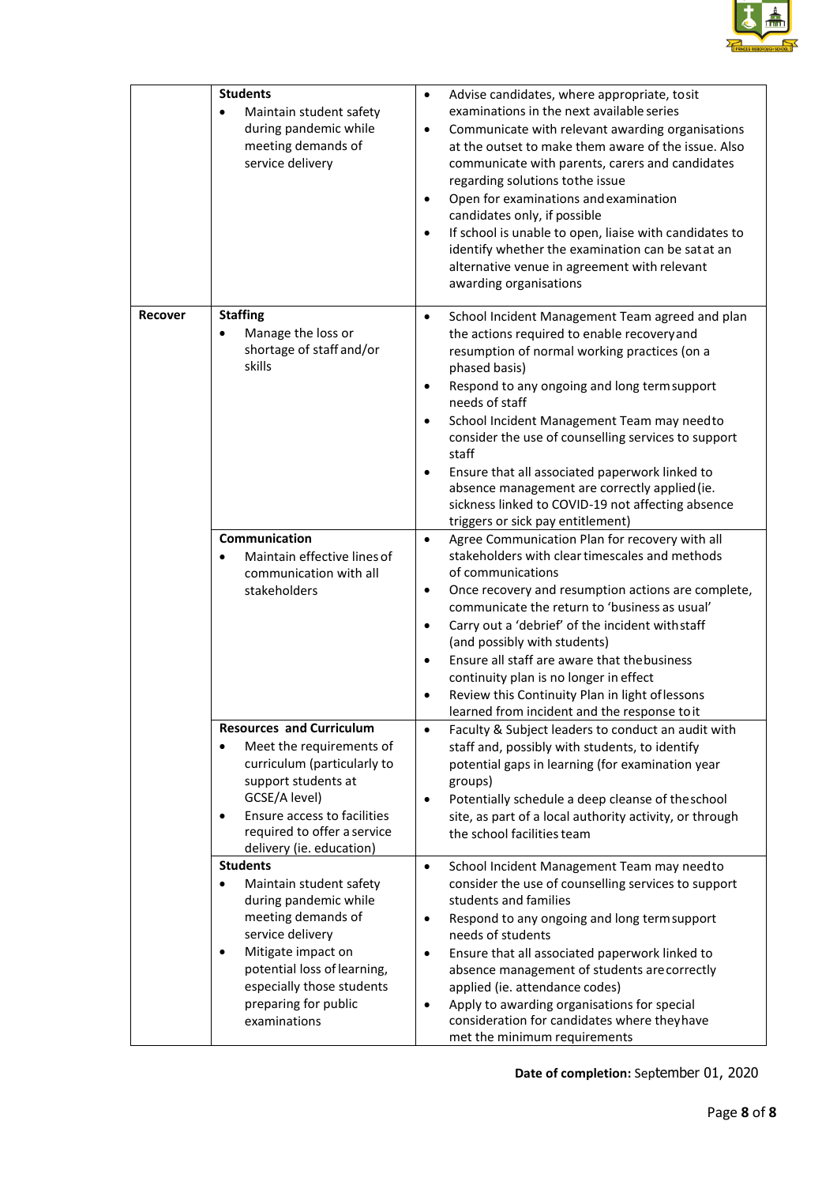| | | |
|---|---|---|
| | **Students**<br>• Maintain student safety during pandemic while meeting demands of service delivery | • Advise candidates, where appropriate, to sit examinations in the next available series<br>• Communicate with relevant awarding organisations at the outset to make them aware of the issue. Also communicate with parents, carers and candidates regarding solutions to the issue<br>• Open for examinations and examination candidates only, if possible<br>• If school is unable to open, liaise with candidates to identify whether the examination can be sat at an alternative venue in agreement with relevant awarding organisations |
| **Recover** | **Staffing**<br>• Manage the loss or shortage of staff and/or skills | • School Incident Management Team agreed and plan the actions required to enable recovery and resumption of normal working practices (on a phased basis)<br>• Respond to any ongoing and long term support needs of staff<br>• School Incident Management Team may need to consider the use of counselling services to support staff<br>• Ensure that all associated paperwork linked to absence management are correctly applied (ie. sickness linked to COVID-19 not affecting absence triggers or sick pay entitlement) |
| | **Communication**<br>• Maintain effective lines of communication with all stakeholders | • Agree Communication Plan for recovery with all stakeholders with clear timescales and methods of communications<br>• Once recovery and resumption actions are complete, communicate the return to 'business as usual'<br>• Carry out a 'debrief' of the incident with staff (and possibly with students)<br>• Ensure all staff are aware that the business continuity plan is no longer in effect<br>• Review this Continuity Plan in light of lessons learned from incident and the response to it |
| | **Resources and Curriculum**<br>• Meet the requirements of curriculum (particularly to support students at GCSE/A level)<br>• Ensure access to facilities required to offer a service delivery (ie. education) | • Faculty & Subject leaders to conduct an audit with staff and, possibly with students, to identify potential gaps in learning (for examination year groups)<br>• Potentially schedule a deep cleanse of the school site, as part of a local authority activity, or through the school facilities team |
| | **Students**<br>• Maintain student safety during pandemic while meeting demands of service delivery<br>• Mitigate impact on potential loss of learning, especially those students preparing for public examinations | • School Incident Management Team may need to consider the use of counselling services to support students and families<br>• Respond to any ongoing and long term support needs of students<br>• Ensure that all associated paperwork linked to absence management of students are correctly applied (ie. attendance codes)<br>• Apply to awarding organisations for special consideration for candidates where they have met the minimum requirements |

**Date of completion:** September 01, 2020